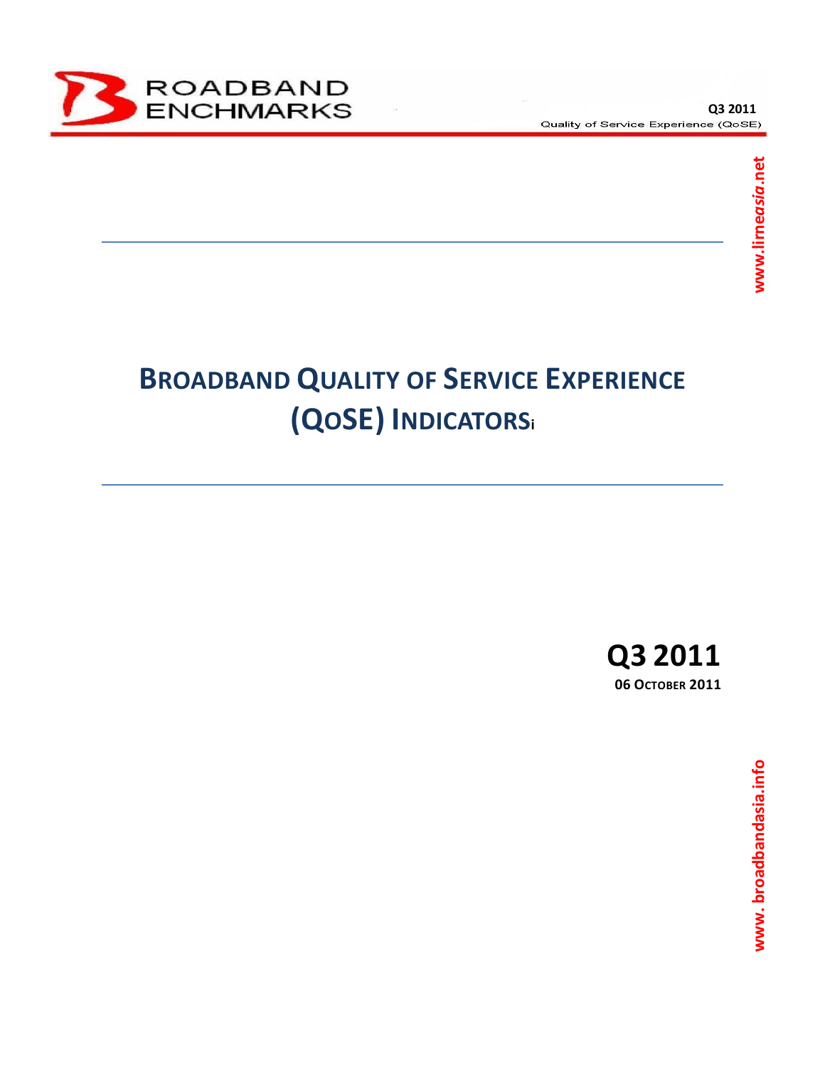# BROADBAND QUALITY OF SERVICE EXPERIENCE (QOSE) INDICATORS[i]

**Q3 2011**

**06 OCTOBER 2011**

www.limeasia.net

www. broadbandasia.info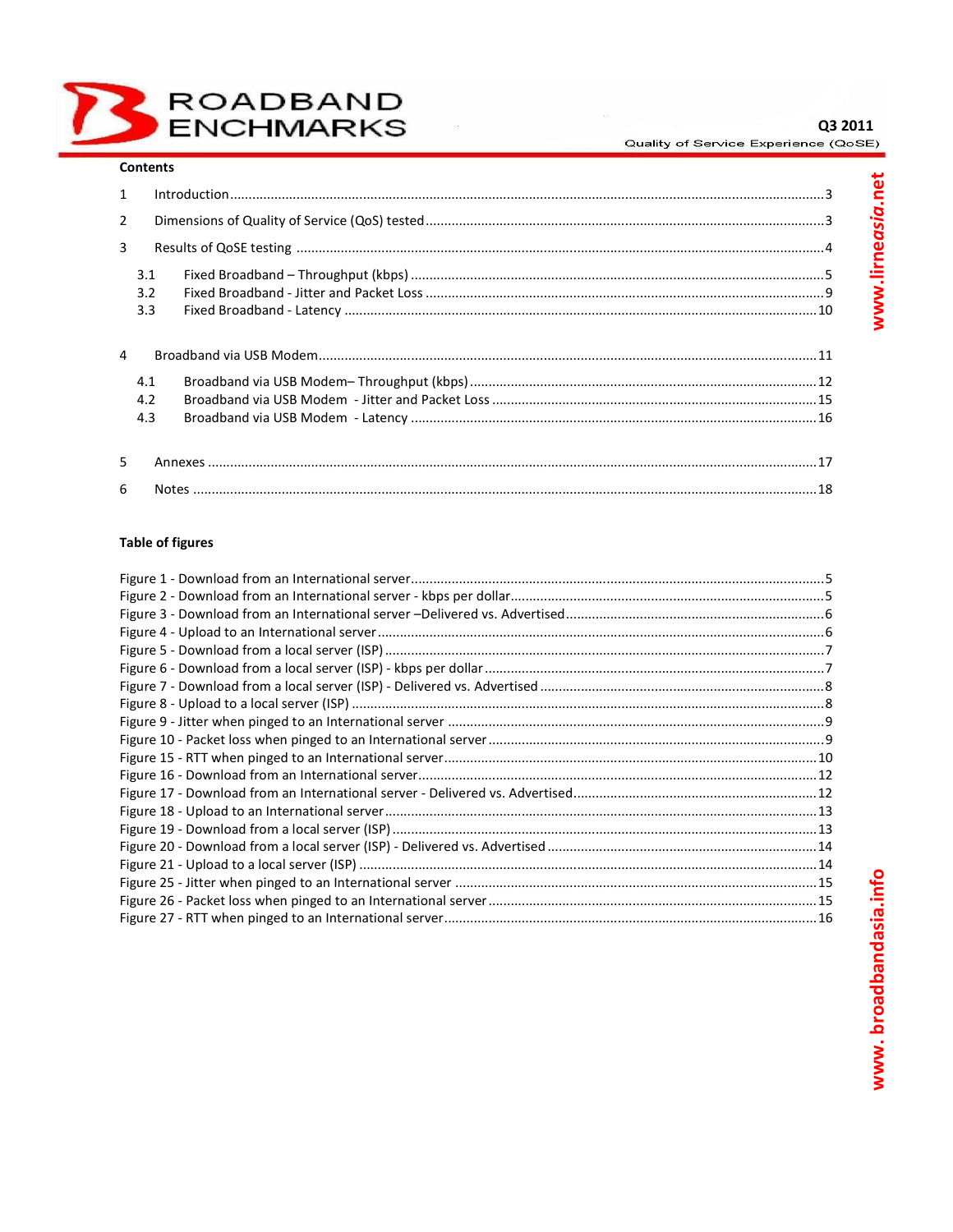## Contents

1 Introduction ... 3

2 Dimensions of Quality of Service (QoS) tested ... 3

3 Results of QoSE testing ... 4

- 3.1 Fixed Broadband – Throughput (kbps) ... 5
- 3.2 Fixed Broadband - Jitter and Packet Loss ... 9
- 3.3 Fixed Broadband - Latency ... 10

4 Broadband via USB Modem ... 11

- 4.1 Broadband via USB Modem– Throughput (kbps) ... 12
- 4.2 Broadband via USB Modem - Jitter and Packet Loss ... 15
- 4.3 Broadband via USB Modem - Latency ... 16

5 Annexes ... 17

6 Notes ... 18

## Table of figures

Figure 1 - Download from an International server ... 5
Figure 2 - Download from an International server - kbps per dollar ... 5
Figure 3 - Download from an International server –Delivered vs. Advertised ... 6
Figure 4 - Upload to an International server ... 6
Figure 5 - Download from a local server (ISP) ... 7
Figure 6 - Download from a local server (ISP) - kbps per dollar ... 7
Figure 7 - Download from a local server (ISP) - Delivered vs. Advertised ... 8
Figure 8 - Upload to a local server (ISP) ... 8
Figure 9 - Jitter when pinged to an International server ... 9
Figure 10 - Packet loss when pinged to an International server ... 9
Figure 15 - RTT when pinged to an International server ... 10
Figure 16 - Download from an International server ... 12
Figure 17 - Download from an International server - Delivered vs. Advertised ... 12
Figure 18 - Upload to an International server ... 13
Figure 19 - Download from a local server (ISP) ... 13
Figure 20 - Download from a local server (ISP) - Delivered vs. Advertised ... 14
Figure 21 - Upload to a local server (ISP) ... 14
Figure 25 - Jitter when pinged to an International server ... 15
Figure 26 - Packet loss when pinged to an International server ... 15
Figure 27 - RTT when pinged to an International server ... 16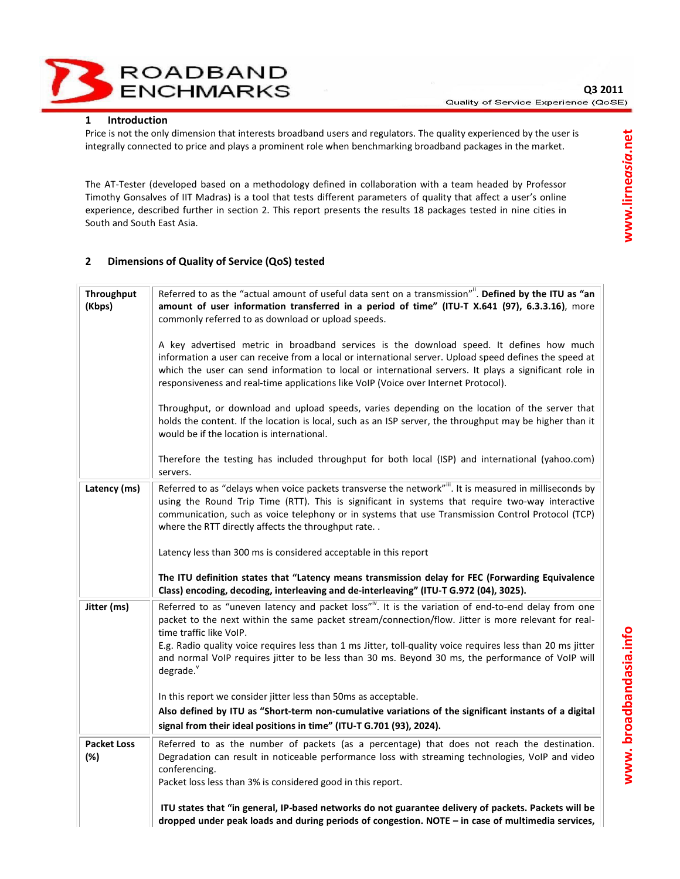## 1 Introduction

Price is not the only dimension that interests broadband users and regulators. The quality experienced by the user is integrally connected to price and plays a prominent role when benchmarking broadband packages in the market.

The AT-Tester (developed based on a methodology defined in collaboration with a team headed by Professor Timothy Gonsalves of IIT Madras) is a tool that tests different parameters of quality that affect a user's online experience, described further in section 2. This report presents the results 18 packages tested in nine cities in South and South East Asia.

## 2 Dimensions of Quality of Service (QoS) tested

| | |
|---|---|
| **Throughput (Kbps)** | Referred to as the "actual amount of useful data sent on a transmission"[ii]. **Defined by the ITU as "an amount of user information transferred in a period of time" (ITU-T X.641 (97), 6.3.3.16)**, more commonly referred to as download or upload speeds.<br><br>A key advertised metric in broadband services is the download speed. It defines how much information a user can receive from a local or international server. Upload speed defines the speed at which the user can send information to local or international servers. It plays a significant role in responsiveness and real-time applications like VoIP (Voice over Internet Protocol).<br><br>Throughput, or download and upload speeds, varies depending on the location of the server that holds the content. If the location is local, such as an ISP server, the throughput may be higher than it would be if the location is international.<br><br>Therefore the testing has included throughput for both local (ISP) and international (yahoo.com) servers. |
| **Latency (ms)** | Referred to as "delays when voice packets transverse the network"[iii]. It is measured in milliseconds by using the Round Trip Time (RTT). This is significant in systems that require two-way interactive communication, such as voice telephony or in systems that use Transmission Control Protocol (TCP) where the RTT directly affects the throughput rate. .<br><br>Latency less than 300 ms is considered acceptable in this report<br><br>**The ITU definition states that "Latency means transmission delay for FEC (Forwarding Equivalence Class) encoding, decoding, interleaving and de-interleaving" (ITU-T G.972 (04), 3025).** |
| **Jitter (ms)** | Referred to as "uneven latency and packet loss"[iv]. It is the variation of end-to-end delay from one packet to the next within the same packet stream/connection/flow. Jitter is more relevant for real-time traffic like VoIP.<br>E.g. Radio quality voice requires less than 1 ms Jitter, toll-quality voice requires less than 20 ms jitter and normal VoIP requires jitter to be less than 30 ms. Beyond 30 ms, the performance of VoIP will degrade.[v]<br><br>In this report we consider jitter less than 50ms as acceptable.<br>**Also defined by ITU as "Short-term non-cumulative variations of the significant instants of a digital signal from their ideal positions in time" (ITU-T G.701 (93), 2024).** |
| **Packet Loss (%)** | Referred to as the number of packets (as a percentage) that does not reach the destination. Degradation can result in noticeable performance loss with streaming technologies, VoIP and video conferencing.<br>Packet loss less than 3% is considered good in this report.<br><br>**ITU states that "in general, IP-based networks do not guarantee delivery of packets. Packets will be dropped under peak loads and during periods of congestion. NOTE – in case of multimedia services,** |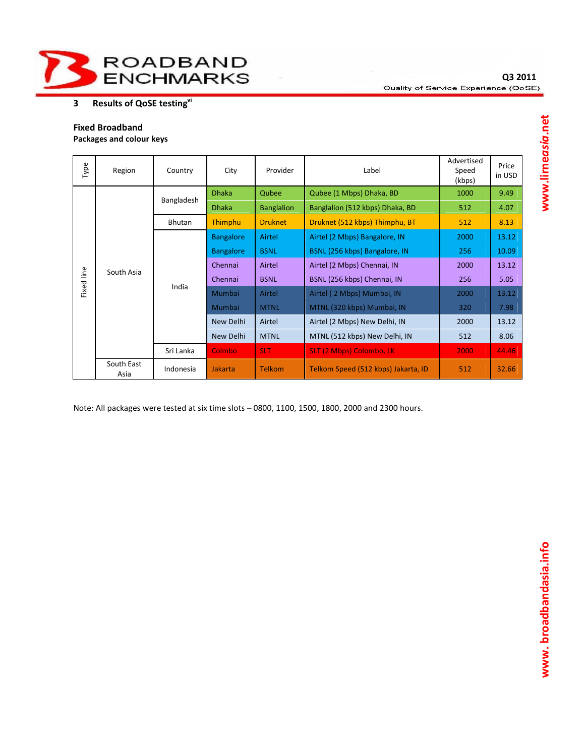## 3 Results of QoSE testing[vi]

### Fixed Broadband

**Packages and colour keys**

| Type | Region | Country | City | Provider | Label | Advertised Speed (kbps) | Price in USD |
|---|---|---|---|---|---|---|---|
| Fixed line | South Asia | Bangladesh | Dhaka | Qubee | Qubee (1 Mbps) Dhaka, BD | 1000 | 9.49 |
| | | | Dhaka | Banglalion | Banglalion (512 kbps) Dhaka, BD | 512 | 4.07 |
| | | Bhutan | Thimphu | Druknet | Druknet (512 kbps) Thimphu, BT | 512 | 8.13 |
| | | India | Bangalore | Airtel | Airtel (2 Mbps) Bangalore, IN | 2000 | 13.12 |
| | | | Bangalore | BSNL | BSNL (256 kbps) Bangalore, IN | 256 | 10.09 |
| | | | Chennai | Airtel | Airtel (2 Mbps) Chennai, IN | 2000 | 13.12 |
| | | | Chennai | BSNL | BSNL (256 kbps) Chennai, IN | 256 | 5.05 |
| | | | Mumbai | Airtel | Airtel ( 2 Mbps) Mumbai, IN | 2000 | 13.12 |
| | | | Mumbai | MTNL | MTNL (320 kbps) Mumbai, IN | 320 | 7.98 |
| | | | New Delhi | Airtel | Airtel (2 Mbps) New Delhi, IN | 2000 | 13.12 |
| | | | New Delhi | MTNL | MTNL (512 kbps) New Delhi, IN | 512 | 8.06 |
| | | Sri Lanka | Colmbo | SLT | SLT (2 Mbps) Colombo, LK | 2000 | 44.46 |
| | South East Asia | Indonesia | Jakarta | Telkom | Telkom Speed (512 kbps) Jakarta, ID | 512 | 32.66 |

Note: All packages were tested at six time slots – 0800, 1100, 1500, 1800, 2000 and 2300 hours.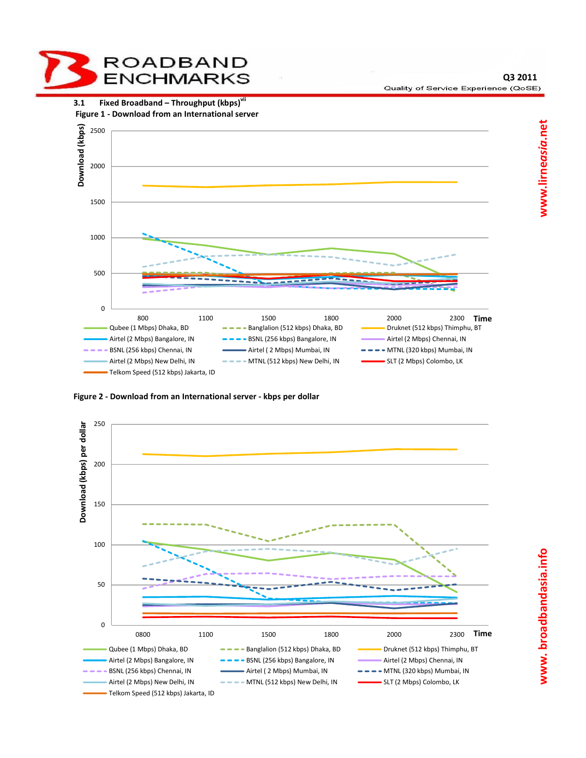### 3.1 Fixed Broadband – Throughput (kbps)[vii]

**Figure 1 - Download from an International server**

Download (kbps)

2500
2000
1500
1000
500
0

800 1100 1500 1800 2000 2300 Time

Qubee (1 Mbps) Dhaka, BD
Banglalion (512 kbps) Dhaka, BD
Druknet (512 kbps) Thimphu, BT
Airtel (2 Mbps) Bangalore, IN
BSNL (256 kbps) Bangalore, IN
Airtel (2 Mbps) Chennai, IN
BSNL (256 kbps) Chennai, IN
Airtel ( 2 Mbps) Mumbai, IN
MTNL (320 kbps) Mumbai, IN
Airtel (2 Mbps) New Delhi, IN
MTNL (512 kbps) New Delhi, IN
SLT (2 Mbps) Colombo, LK
Telkom Speed (512 kbps) Jakarta, ID

**Figure 2 - Download from an International server - kbps per dollar**

Download (kbps) per dollar

250
200
150
100
50
0

0800 1100 1500 1800 2000 2300 Time

Qubee (1 Mbps) Dhaka, BD
Banglalion (512 kbps) Dhaka, BD
Druknet (512 kbps) Thimphu, BT
Airtel (2 Mbps) Bangalore, IN
BSNL (256 kbps) Bangalore, IN
Airtel (2 Mbps) Chennai, IN
BSNL (256 kbps) Chennai, IN
Airtel ( 2 Mbps) Mumbai, IN
MTNL (320 kbps) Mumbai, IN
Airtel (2 Mbps) New Delhi, IN
MTNL (512 kbps) New Delhi, IN
SLT (2 Mbps) Colombo, LK
Telkom Speed (512 kbps) Jakarta, ID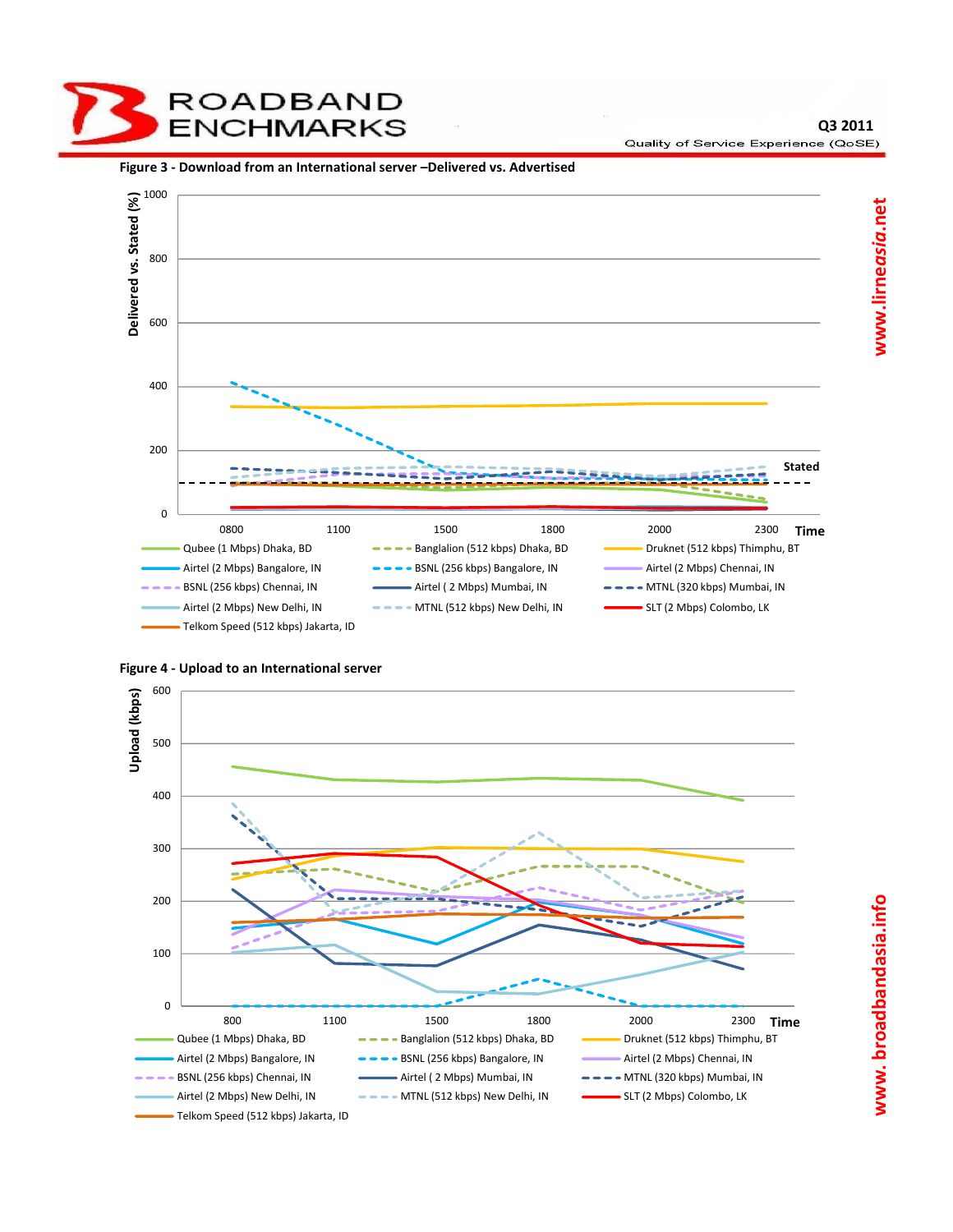**Figure 3 - Download from an International server –Delivered vs. Advertised**

Delivered vs. Stated (%)

1000
800
600
400
200
0

Stated

0800 1100 1500 1800 2000 2300 Time

- Qubee (1 Mbps) Dhaka, BD
- Banglalion (512 kbps) Dhaka, BD
- Druknet (512 kbps) Thimphu, BT
- Airtel (2 Mbps) Bangalore, IN
- BSNL (256 kbps) Bangalore, IN
- Airtel (2 Mbps) Chennai, IN
- BSNL (256 kbps) Chennai, IN
- Airtel ( 2 Mbps) Mumbai, IN
- MTNL (320 kbps) Mumbai, IN
- Airtel (2 Mbps) New Delhi, IN
- MTNL (512 kbps) New Delhi, IN
- SLT (2 Mbps) Colombo, LK
- Telkom Speed (512 kbps) Jakarta, ID

**Figure 4 - Upload to an International server**

Upload (kbps)

600
500
400
300
200
100
0

800 1100 1500 1800 2000 2300 Time

- Qubee (1 Mbps) Dhaka, BD
- Banglalion (512 kbps) Dhaka, BD
- Druknet (512 kbps) Thimphu, BT
- Airtel (2 Mbps) Bangalore, IN
- BSNL (256 kbps) Bangalore, IN
- Airtel (2 Mbps) Chennai, IN
- BSNL (256 kbps) Chennai, IN
- Airtel ( 2 Mbps) Mumbai, IN
- MTNL (320 kbps) Mumbai, IN
- Airtel (2 Mbps) New Delhi, IN
- MTNL (512 kbps) New Delhi, IN
- SLT (2 Mbps) Colombo, LK
- Telkom Speed (512 kbps) Jakarta, ID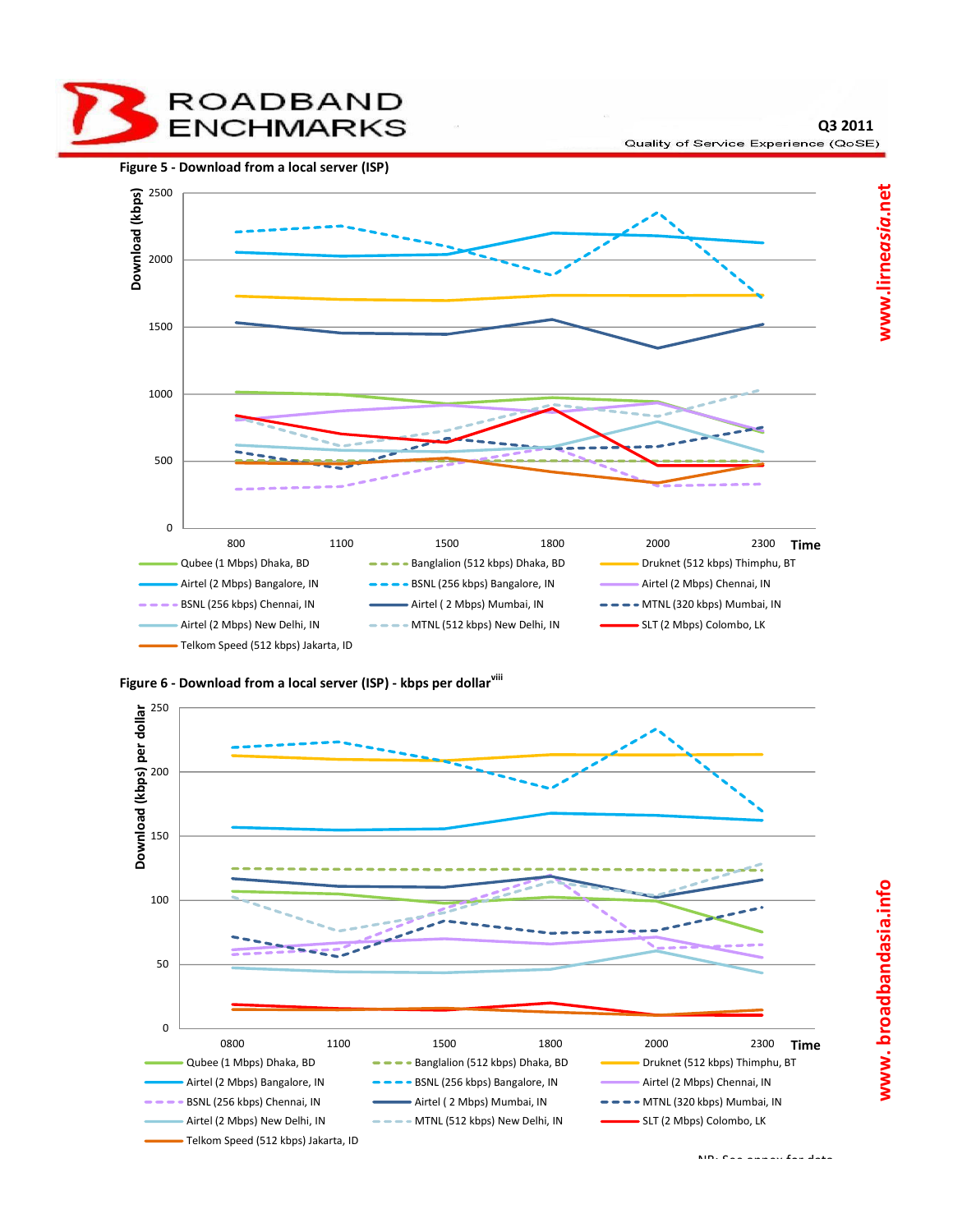**Figure 5 - Download from a local server (ISP)**

**Figure 6 - Download from a local server (ISP) - kbps per dollar**[viii]

NB: See annex for data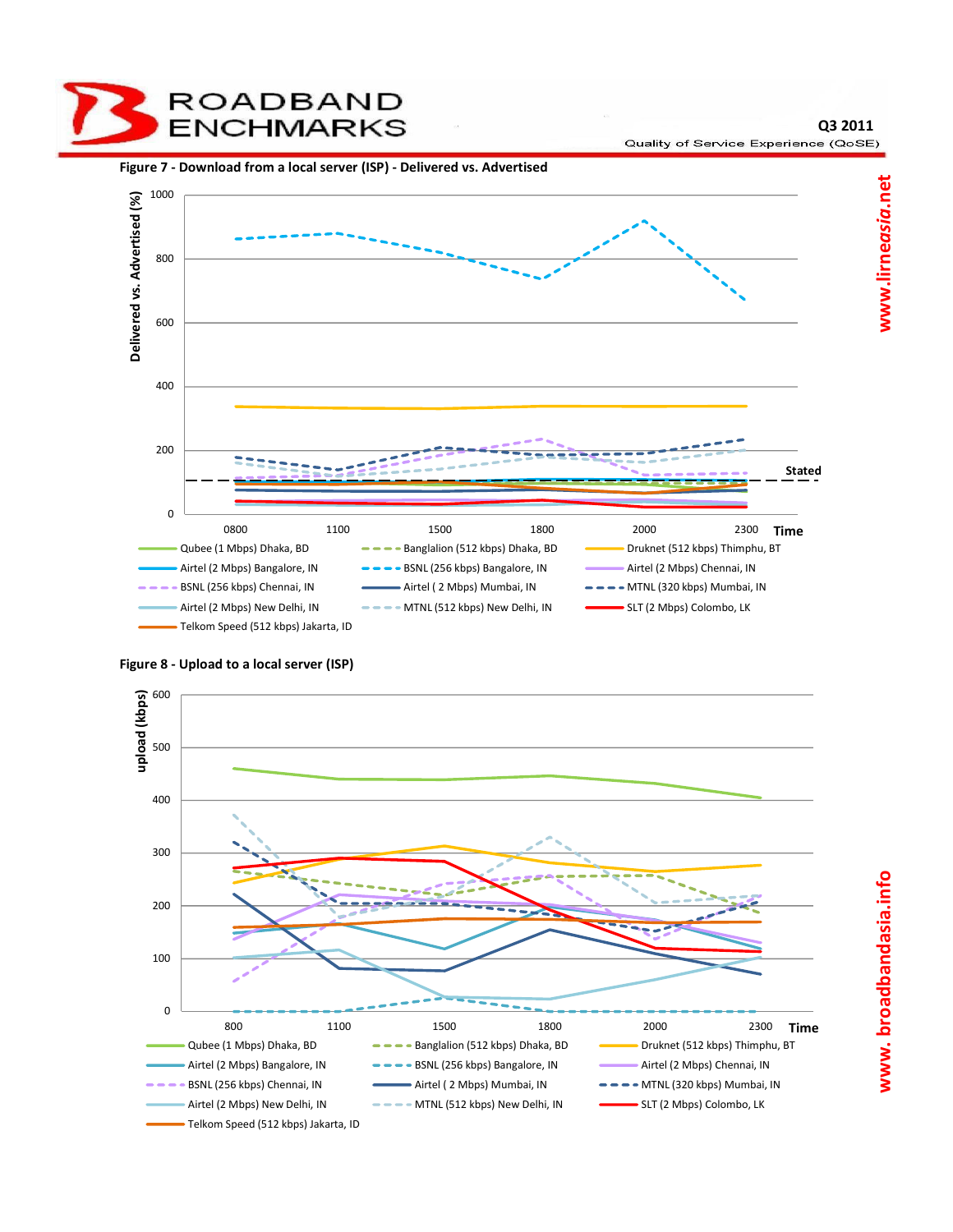## Figure 7 - Download from a local server (ISP) - Delivered vs. Advertised

Delivered vs. Advertised (%)

1000
800
600
400
200
0

Stated

0800 1100 1500 1800 2000 2300 Time

- Qubee (1 Mbps) Dhaka, BD
- Banglalion (512 kbps) Dhaka, BD
- Druknet (512 kbps) Thimphu, BT
- Airtel (2 Mbps) Bangalore, IN
- BSNL (256 kbps) Bangalore, IN
- Airtel (2 Mbps) Chennai, IN
- BSNL (256 kbps) Chennai, IN
- Airtel ( 2 Mbps) Mumbai, IN
- MTNL (320 kbps) Mumbai, IN
- Airtel (2 Mbps) New Delhi, IN
- MTNL (512 kbps) New Delhi, IN
- SLT (2 Mbps) Colombo, LK
- Telkom Speed (512 kbps) Jakarta, ID

## Figure 8 - Upload to a local server (ISP)

upload (kbps)

600
500
400
300
200
100
0

800 1100 1500 1800 2000 2300 Time

- Qubee (1 Mbps) Dhaka, BD
- Banglalion (512 kbps) Dhaka, BD
- Druknet (512 kbps) Thimphu, BT
- Airtel (2 Mbps) Bangalore, IN
- BSNL (256 kbps) Bangalore, IN
- Airtel (2 Mbps) Chennai, IN
- BSNL (256 kbps) Chennai, IN
- Airtel ( 2 Mbps) Mumbai, IN
- MTNL (320 kbps) Mumbai, IN
- Airtel (2 Mbps) New Delhi, IN
- MTNL (512 kbps) New Delhi, IN
- SLT (2 Mbps) Colombo, LK
- Telkom Speed (512 kbps) Jakarta, ID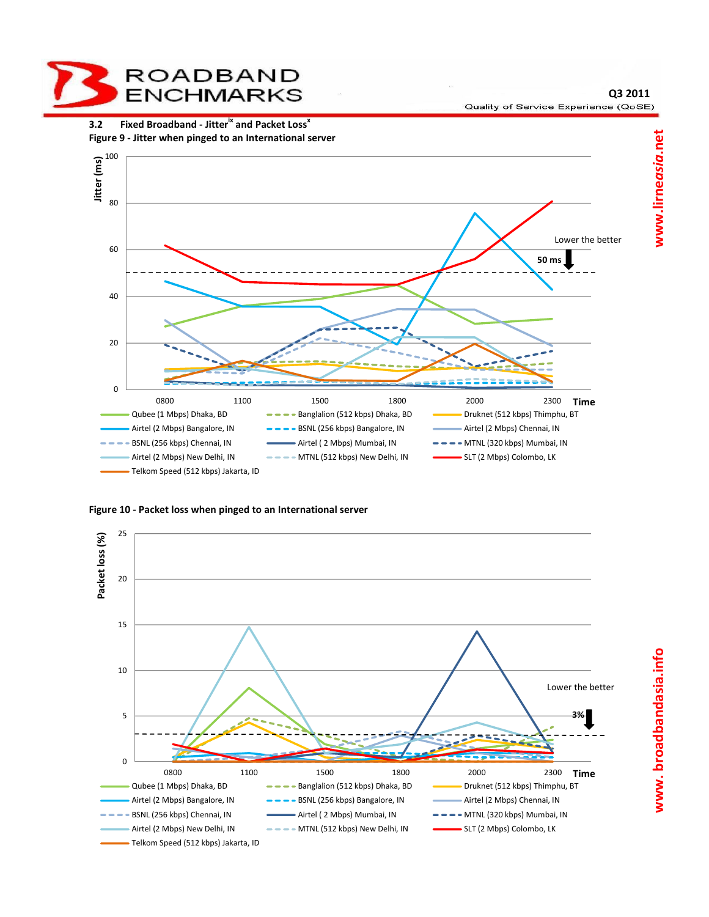## 3.2 Fixed Broadband - Jitter[ix] and Packet Loss[x]

**Figure 9 - Jitter when pinged to an International server**

**Figure 10 - Packet loss when pinged to an International server**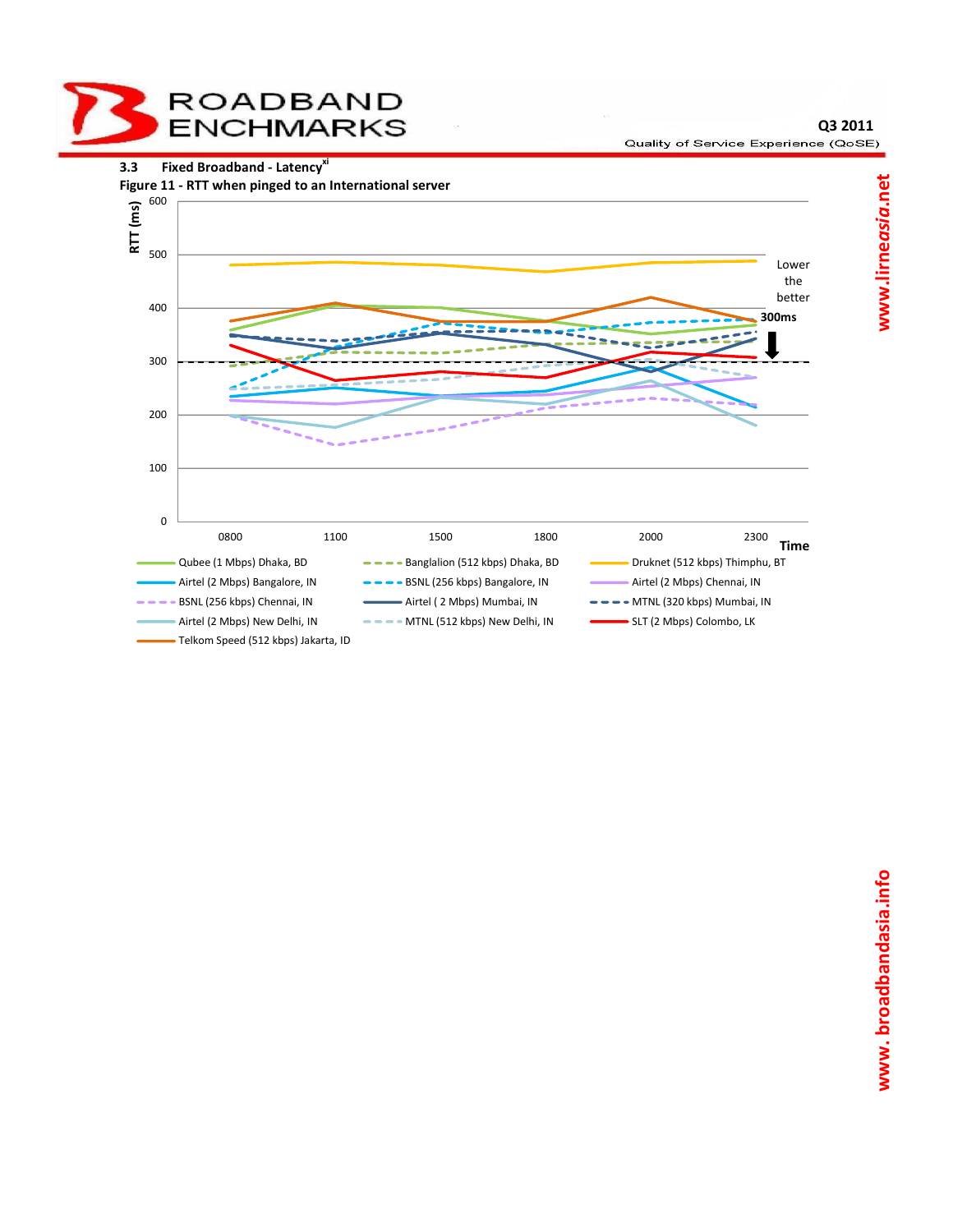### 3.3 Fixed Broadband - Latency[xi]

Figure 11 - RTT when pinged to an International server

RTT (ms)

Lower the better

300ms

Time

0800, 1100, 1500, 1800, 2000, 2300

- Qubee (1 Mbps) Dhaka, BD
- Banglalion (512 kbps) Dhaka, BD
- Druknet (512 kbps) Thimphu, BT
- Airtel (2 Mbps) Bangalore, IN
- BSNL (256 kbps) Bangalore, IN
- Airtel (2 Mbps) Chennai, IN
- BSNL (256 kbps) Chennai, IN
- Airtel ( 2 Mbps) Mumbai, IN
- MTNL (320 kbps) Mumbai, IN
- Airtel (2 Mbps) New Delhi, IN
- MTNL (512 kbps) New Delhi, IN
- SLT (2 Mbps) Colombo, LK
- Telkom Speed (512 kbps) Jakarta, ID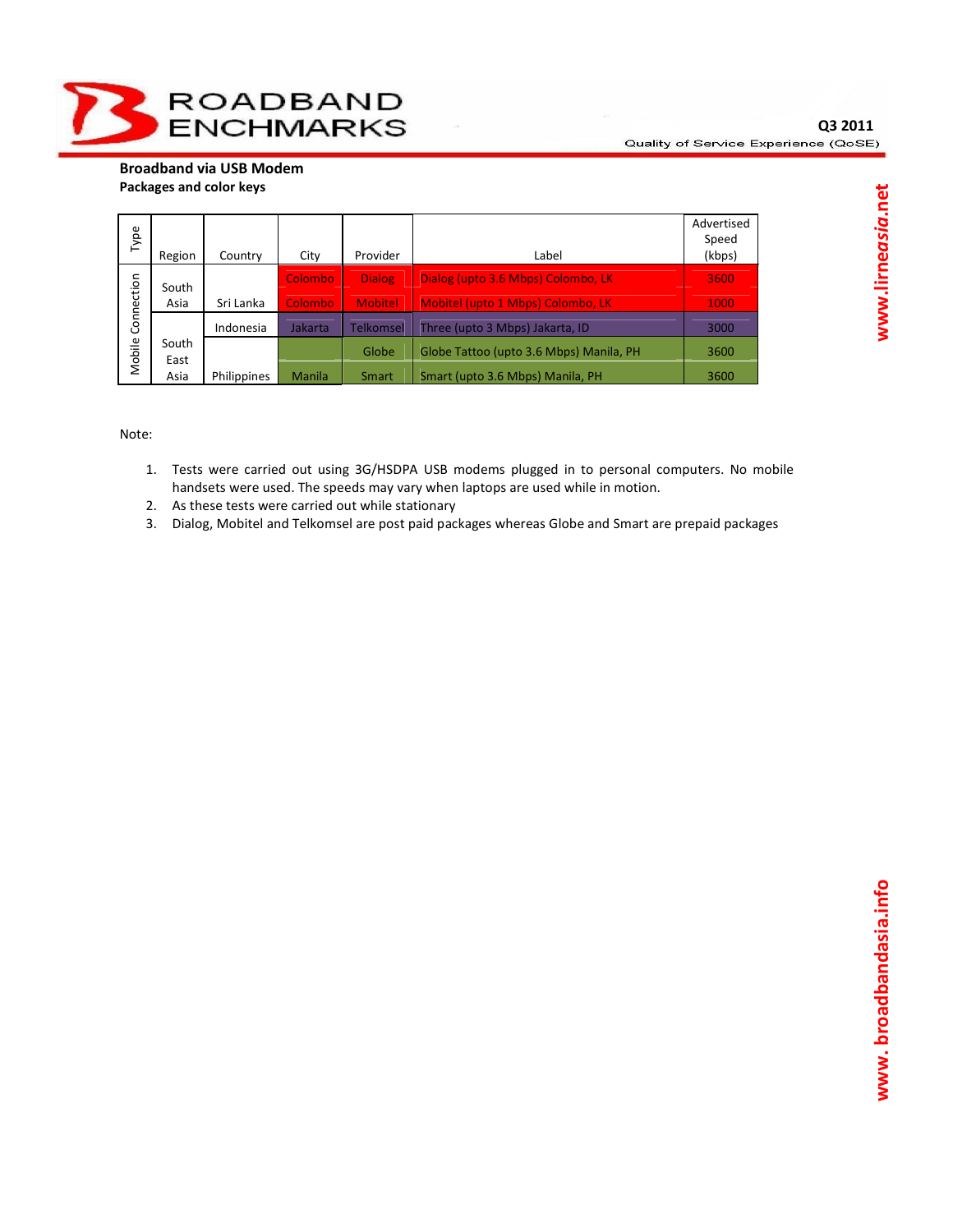## Broadband via USB Modem

**Packages and color keys**

| Type | Region | Country | City | Provider | Label | Advertised Speed (kbps) |
|---|---|---|---|---|---|---|
| Mobile Connection | South Asia | Sri Lanka | Colombo | Dialog | Dialog (upto 3.6 Mbps) Colombo, LK | 3600 |
| | | | Colombo | Mobitel | Mobitel (upto 1 Mbps) Colombo, LK | 1000 |
| | South East Asia | Indonesia | Jakarta | Telkomsel | Three (upto 3 Mbps) Jakarta, ID | 3000 |
| | | Philippines | Manila | Globe | Globe Tattoo (upto 3.6 Mbps) Manila, PH | 3600 |
| | | | | Smart | Smart (upto 3.6 Mbps) Manila, PH | 3600 |

Note:

1. Tests were carried out using 3G/HSDPA USB modems plugged in to personal computers. No mobile handsets were used. The speeds may vary when laptops are used while in motion.
2. As these tests were carried out while stationary
3. Dialog, Mobitel and Telkomsel are post paid packages whereas Globe and Smart are prepaid packages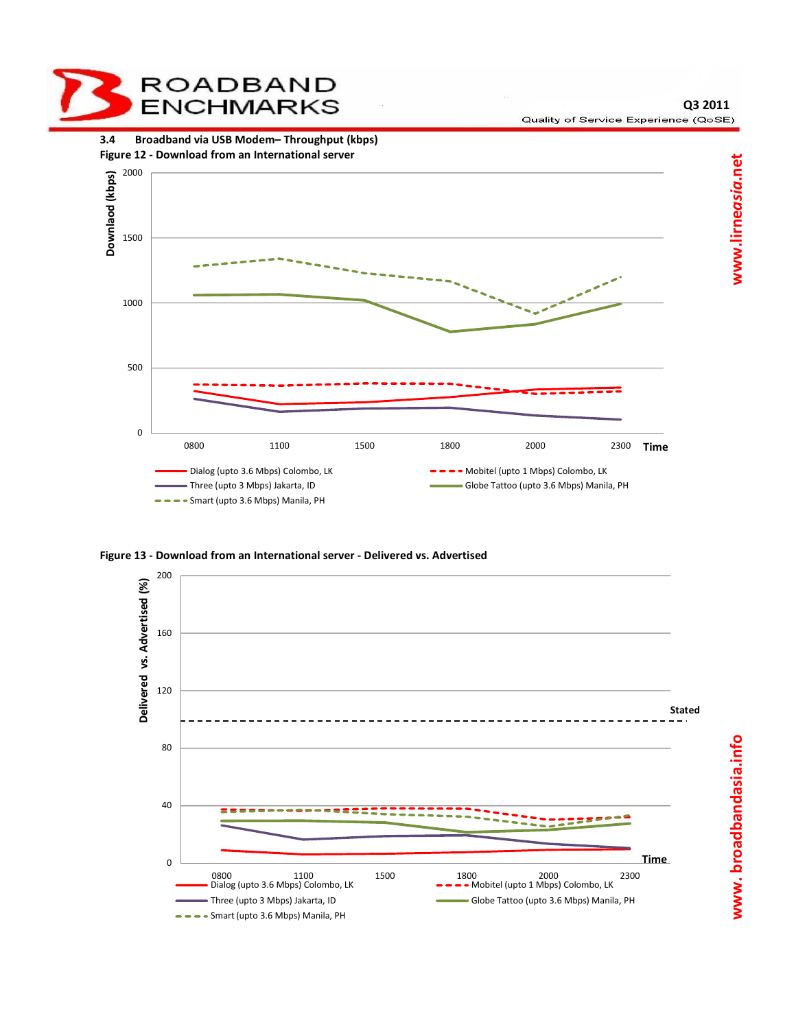### 3.4 Broadband via USB Modem– Throughput (kbps)

**Figure 12 - Download from an International server**

**Figure 13 - Download from an International server - Delivered vs. Advertised**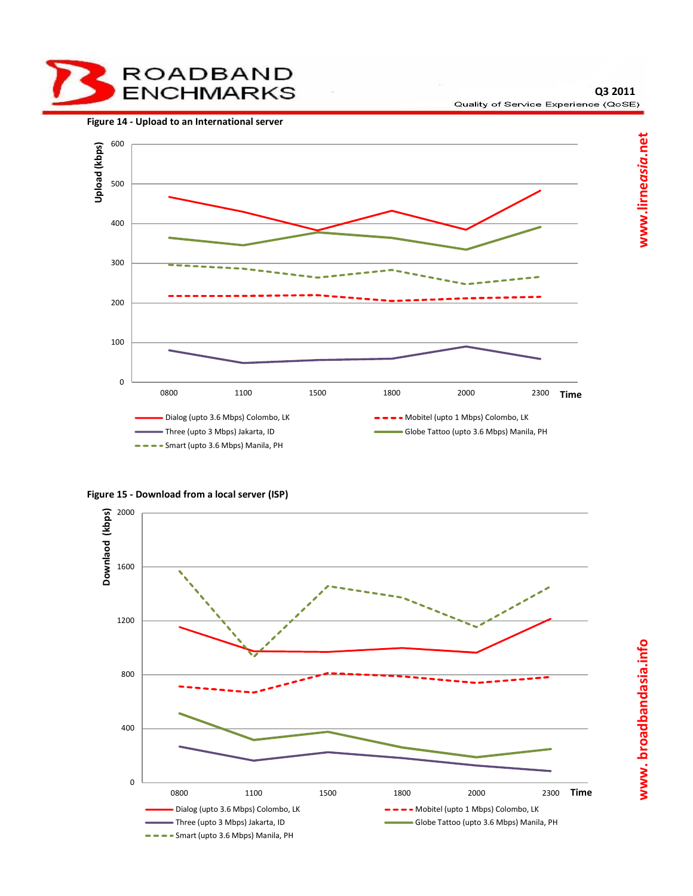**Figure 14 - Upload to an International server**

**Figure 15 - Download from a local server (ISP)**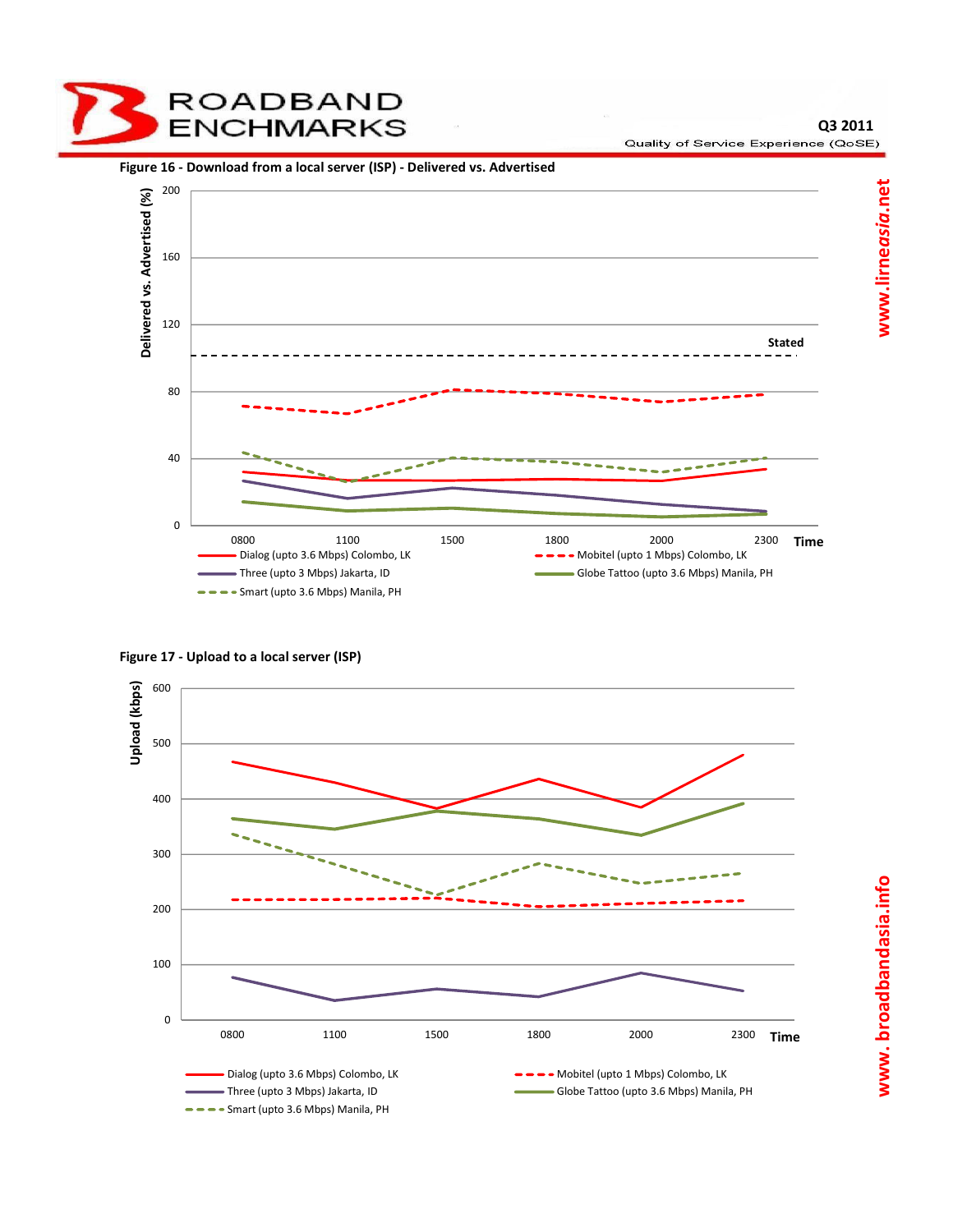Figure 16 - Download from a local server (ISP) - Delivered vs. Advertised

Figure 17 - Upload to a local server (ISP)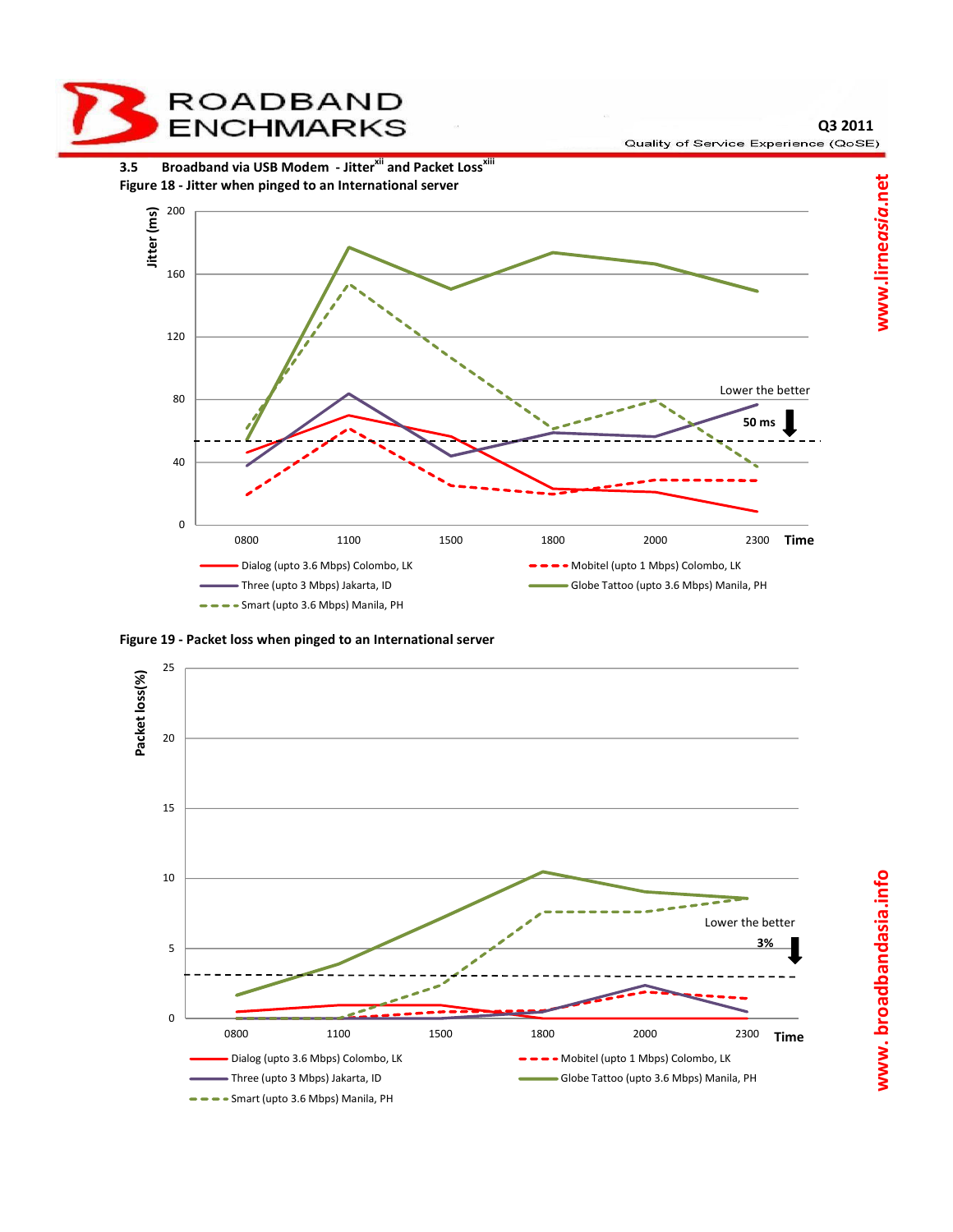### 3.5 Broadband via USB Modem - Jitter[xii] and Packet Loss[xiii]

**Figure 18 - Jitter when pinged to an International server**

**Figure 19 - Packet loss when pinged to an International server**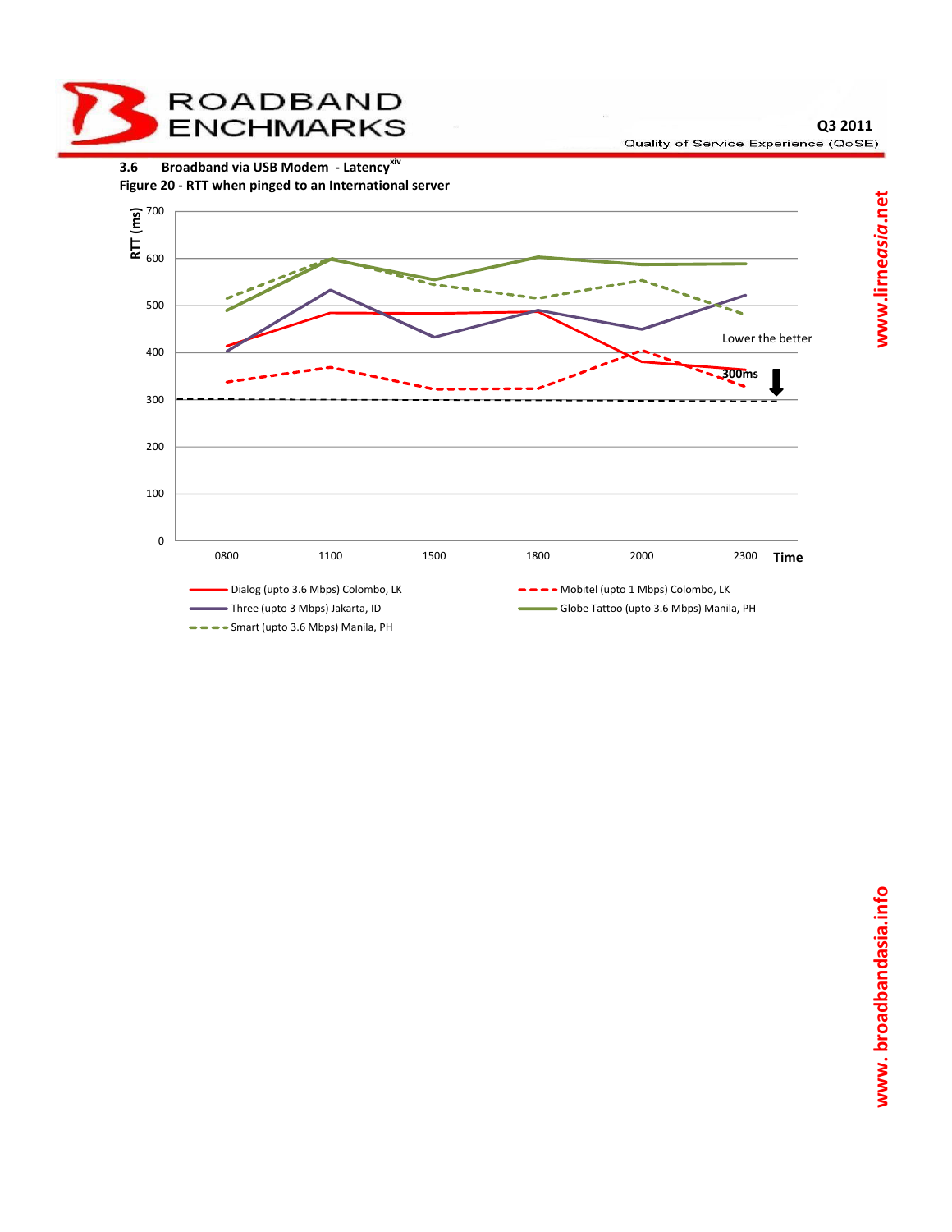### 3.6 Broadband via USB Modem - Latency[xiv]

**Figure 20 - RTT when pinged to an International server**

RTT (ms)

700

600

500

400

300

200

100

0

0800 1100 1500 1800 2000 2300 **Time**

Lower the better

**300ms**

- Dialog (upto 3.6 Mbps) Colombo, LK
- Mobitel (upto 1 Mbps) Colombo, LK
- Three (upto 3 Mbps) Jakarta, ID
- Globe Tattoo (upto 3.6 Mbps) Manila, PH
- Smart (upto 3.6 Mbps) Manila, PH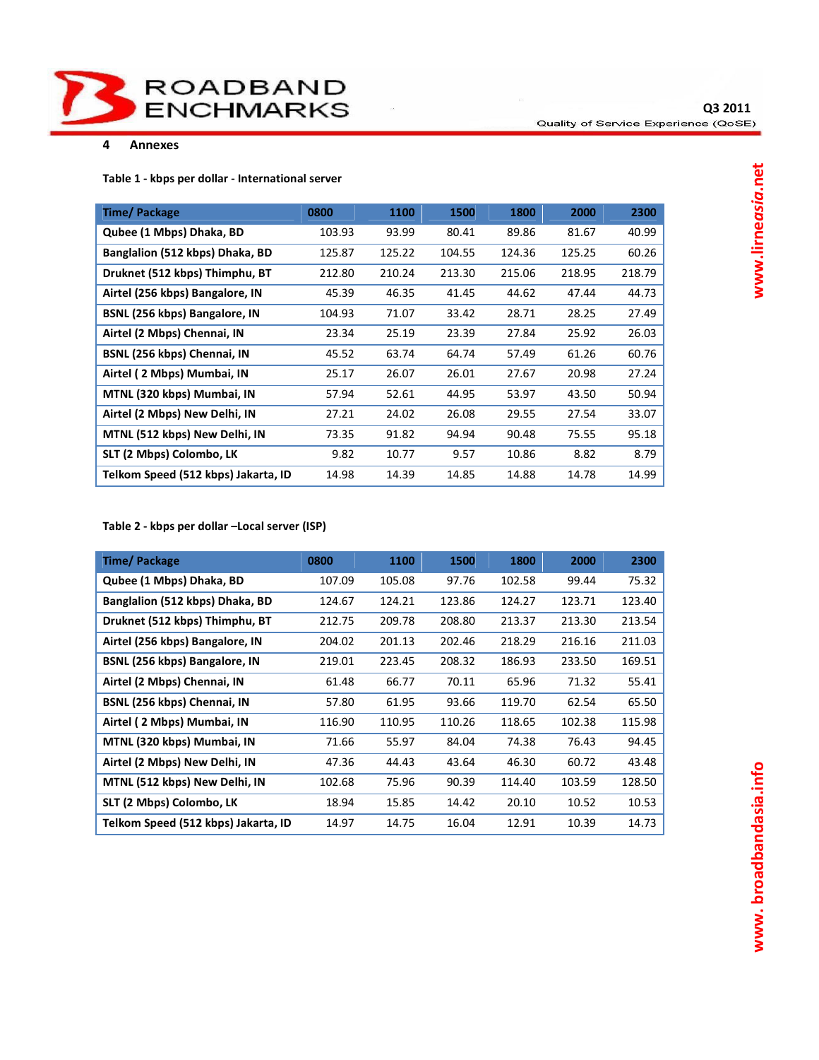# 4 Annexes

**Table 1 - kbps per dollar - International server**

| Time/ Package | 0800 | 1100 | 1500 | 1800 | 2000 | 2300 |
|---|---|---|---|---|---|---|
| Qubee (1 Mbps) Dhaka, BD | 103.93 | 93.99 | 80.41 | 89.86 | 81.67 | 40.99 |
| Banglalion (512 kbps) Dhaka, BD | 125.87 | 125.22 | 104.55 | 124.36 | 125.25 | 60.26 |
| Druknet (512 kbps) Thimphu, BT | 212.80 | 210.24 | 213.30 | 215.06 | 218.95 | 218.79 |
| Airtel (256 kbps) Bangalore, IN | 45.39 | 46.35 | 41.45 | 44.62 | 47.44 | 44.73 |
| BSNL (256 kbps) Bangalore, IN | 104.93 | 71.07 | 33.42 | 28.71 | 28.25 | 27.49 |
| Airtel (2 Mbps) Chennai, IN | 23.34 | 25.19 | 23.39 | 27.84 | 25.92 | 26.03 |
| BSNL (256 kbps) Chennai, IN | 45.52 | 63.74 | 64.74 | 57.49 | 61.26 | 60.76 |
| Airtel ( 2 Mbps) Mumbai, IN | 25.17 | 26.07 | 26.01 | 27.67 | 20.98 | 27.24 |
| MTNL (320 kbps) Mumbai, IN | 57.94 | 52.61 | 44.95 | 53.97 | 43.50 | 50.94 |
| Airtel (2 Mbps) New Delhi, IN | 27.21 | 24.02 | 26.08 | 29.55 | 27.54 | 33.07 |
| MTNL (512 kbps) New Delhi, IN | 73.35 | 91.82 | 94.94 | 90.48 | 75.55 | 95.18 |
| SLT (2 Mbps) Colombo, LK | 9.82 | 10.77 | 9.57 | 10.86 | 8.82 | 8.79 |
| Telkom Speed (512 kbps) Jakarta, ID | 14.98 | 14.39 | 14.85 | 14.88 | 14.78 | 14.99 |

**Table 2 - kbps per dollar –Local server (ISP)**

| Time/ Package | 0800 | 1100 | 1500 | 1800 | 2000 | 2300 |
|---|---|---|---|---|---|---|
| Qubee (1 Mbps) Dhaka, BD | 107.09 | 105.08 | 97.76 | 102.58 | 99.44 | 75.32 |
| Banglalion (512 kbps) Dhaka, BD | 124.67 | 124.21 | 123.86 | 124.27 | 123.71 | 123.40 |
| Druknet (512 kbps) Thimphu, BT | 212.75 | 209.78 | 208.80 | 213.37 | 213.30 | 213.54 |
| Airtel (256 kbps) Bangalore, IN | 204.02 | 201.13 | 202.46 | 218.29 | 216.16 | 211.03 |
| BSNL (256 kbps) Bangalore, IN | 219.01 | 223.45 | 208.32 | 186.93 | 233.50 | 169.51 |
| Airtel (2 Mbps) Chennai, IN | 61.48 | 66.77 | 70.11 | 65.96 | 71.32 | 55.41 |
| BSNL (256 kbps) Chennai, IN | 57.80 | 61.95 | 93.66 | 119.70 | 62.54 | 65.50 |
| Airtel ( 2 Mbps) Mumbai, IN | 116.90 | 110.95 | 110.26 | 118.65 | 102.38 | 115.98 |
| MTNL (320 kbps) Mumbai, IN | 71.66 | 55.97 | 84.04 | 74.38 | 76.43 | 94.45 |
| Airtel (2 Mbps) New Delhi, IN | 47.36 | 44.43 | 43.64 | 46.30 | 60.72 | 43.48 |
| MTNL (512 kbps) New Delhi, IN | 102.68 | 75.96 | 90.39 | 114.40 | 103.59 | 128.50 |
| SLT (2 Mbps) Colombo, LK | 18.94 | 15.85 | 14.42 | 20.10 | 10.52 | 10.53 |
| Telkom Speed (512 kbps) Jakarta, ID | 14.97 | 14.75 | 16.04 | 12.91 | 10.39 | 14.73 |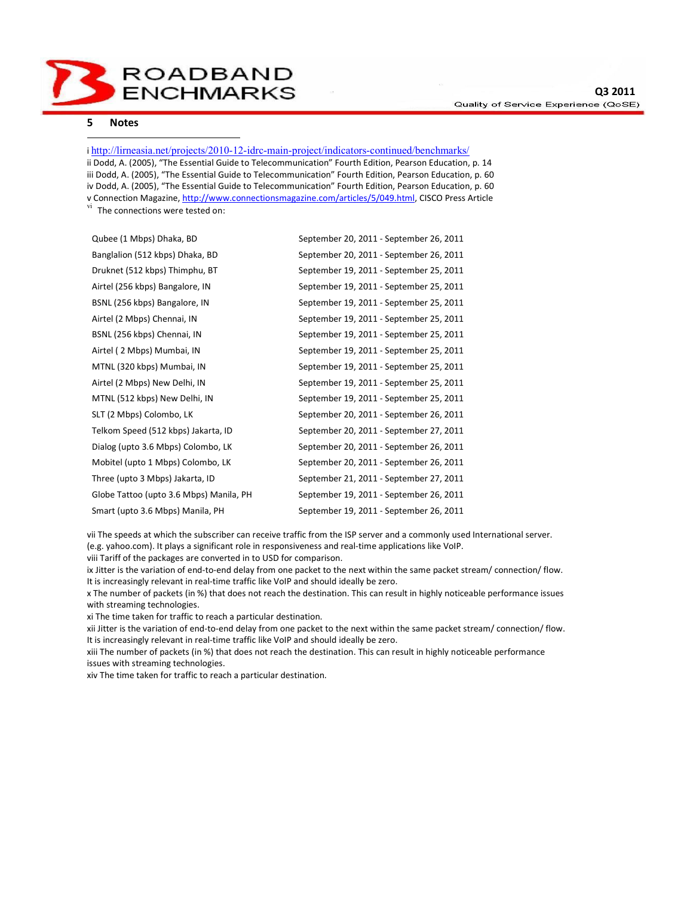## 5 Notes

---

i http://lirneasia.net/projects/2010-12-idrc-main-project/indicators-continued/benchmarks/
ii Dodd, A. (2005), "The Essential Guide to Telecommunication" Fourth Edition, Pearson Education, p. 14
iii Dodd, A. (2005), "The Essential Guide to Telecommunication" Fourth Edition, Pearson Education, p. 60
iv Dodd, A. (2005), "The Essential Guide to Telecommunication" Fourth Edition, Pearson Education, p. 60
v Connection Magazine, http://www.connectionsmagazine.com/articles/5/049.html, CISCO Press Article
vi The connections were tested on:

| | |
|---|---|
| Qubee (1 Mbps) Dhaka, BD | September 20, 2011 - September 26, 2011 |
| Banglalion (512 kbps) Dhaka, BD | September 20, 2011 - September 26, 2011 |
| Druknet (512 kbps) Thimphu, BT | September 19, 2011 - September 25, 2011 |
| Airtel (256 kbps) Bangalore, IN | September 19, 2011 - September 25, 2011 |
| BSNL (256 kbps) Bangalore, IN | September 19, 2011 - September 25, 2011 |
| Airtel (2 Mbps) Chennai, IN | September 19, 2011 - September 25, 2011 |
| BSNL (256 kbps) Chennai, IN | September 19, 2011 - September 25, 2011 |
| Airtel ( 2 Mbps) Mumbai, IN | September 19, 2011 - September 25, 2011 |
| MTNL (320 kbps) Mumbai, IN | September 19, 2011 - September 25, 2011 |
| Airtel (2 Mbps) New Delhi, IN | September 19, 2011 - September 25, 2011 |
| MTNL (512 kbps) New Delhi, IN | September 19, 2011 - September 25, 2011 |
| SLT (2 Mbps) Colombo, LK | September 20, 2011 - September 26, 2011 |
| Telkom Speed (512 kbps) Jakarta, ID | September 20, 2011 - September 27, 2011 |
| Dialog (upto 3.6 Mbps) Colombo, LK | September 20, 2011 - September 26, 2011 |
| Mobitel (upto 1 Mbps) Colombo, LK | September 20, 2011 - September 26, 2011 |
| Three (upto 3 Mbps) Jakarta, ID | September 21, 2011 - September 27, 2011 |
| Globe Tattoo (upto 3.6 Mbps) Manila, PH | September 19, 2011 - September 26, 2011 |
| Smart (upto 3.6 Mbps) Manila, PH | September 19, 2011 - September 26, 2011 |

vii The speeds at which the subscriber can receive traffic from the ISP server and a commonly used International server. (e.g. yahoo.com). It plays a significant role in responsiveness and real-time applications like VoIP.
viii Tariff of the packages are converted in to USD for comparison.
ix Jitter is the variation of end-to-end delay from one packet to the next within the same packet stream/ connection/ flow. It is increasingly relevant in real-time traffic like VoIP and should ideally be zero.
x The number of packets (in %) that does not reach the destination. This can result in highly noticeable performance issues with streaming technologies.
xi The time taken for traffic to reach a particular destination.
xii Jitter is the variation of end-to-end delay from one packet to the next within the same packet stream/ connection/ flow. It is increasingly relevant in real-time traffic like VoIP and should ideally be zero.
xiii The number of packets (in %) that does not reach the destination. This can result in highly noticeable performance issues with streaming technologies.
xiv The time taken for traffic to reach a particular destination.